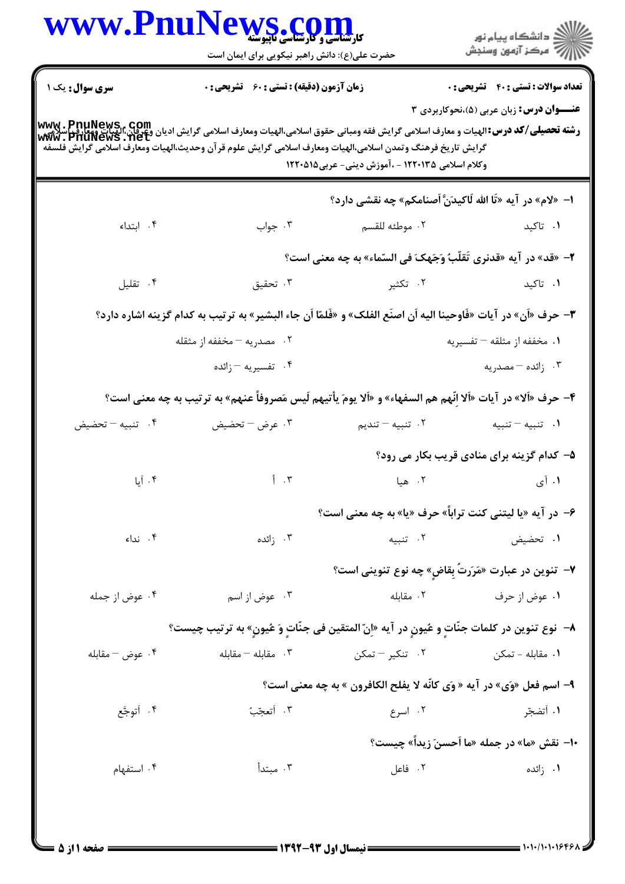کارشناسی و کارشناسی ناپیوسته
حضرت علی(ع): دانش راهبر نیکویی برای ایمان است

**سری سوال:** یک ۱

**زمان آزمون (دقیقه) : تستی : ۶۰ تشریحی : ۰**

**تعداد سوالات : تستی : ۴۰ تشریحی : ۰**

**عنـــوان درس:** زبان عربی (۵)،نحوکاربردی ۳

**رشته تحصیلی/کد درس:** الهیات و معارف اسلامی گرایش فقه ومبانی حقوق اسلامی،الهیات ومعارف اسلامی گرایش ادیان وعرفان،الهیات ومعارف اسلامی گرایش تاریخ فرهنگ وتمدن اسلامی،الهیات ومعارف اسلامی گرایش علوم قرآن وحدیث،الهیات ومعارف اسلامی گرایش فلسفه وکلام اسلامی ۱۲۲۰۱۳۵ - ،آموزش دینی- عربی۱۲۲۰۵۱۵

۱- «لام» در آیه «تَا الله لَاکیدَنَّ اَصنامکم» چه نقشی دارد؟

۱. تاکید
۲. موطئه للقسم
۳. جواب
۴. ابتداء

۲- «قد» در آیه «قدنری تَقَلّبَ وَجَهکَ فی السّماء» به چه معنی است؟

۱. تاکید
۲. تکثیر
۳. تحقیق
۴. تقلیل

۳- حرف «أن» در آیات «فَاوحینا الیه اَن اصنَع الفلک» و «فَلمّا اَن جاء البشیر» به ترتیب به کدام گزینه اشاره دارد؟

۱. مخففه از مثلقه – تفسیریه
۲. مصدریه – مخففه از مثقله
۳. زائده – مصدریه
۴. تفسیریه – زائده

۴- حرف «اَلا» در آیات «اَلا انّهم هم السفهاء» و «اَلا یومَ یأتیهم لَیس مَصروفاً عنهم» به ترتیب به چه معنی است؟

۱. تنبیه – تنبیه
۲. تنبیه – تندیم
۳. عرض – تحضیض
۴. تنبیه – تحضیض

۵- کدام گزینه برای منادی قریب بکار می رود؟

۱. آی
۲. هیا
۳. أ
۴. أیا

۶- در آیه «یا لیتنی کنت تراباً» حرف «یا» به چه معنی است؟

۱. تحضیض
۲. تنبیه
۳. زائده
۴. نداء

۷- تنوین در عبارت «مَرَرتُ بِقاضٍ» چه نوع تنوینی است؟

۱. عوض از حرف
۲. مقابله
۳. عوض از اسم
۴. عوض از جمله

۸- نوع تنوین در کلمات جنّاتٍ و عُیونٍ در آیه «اِنّ المتقین فی جنّاتٍ وَ عُیونٍ» به ترتیب چیست؟

۱. مقابله - تمکن
۲. تنکیر – تمکن
۳. مقابله – مقابله
۴. عوض – مقابله

۹- اسم فعل «وَی» در آیه « وَی کانّه لا یفلح الکافرون » به چه معنی است؟

۱. أتضجّر
۲. اسرع
۳. أتعجّبُ
۴. أتوجَّع

۱۰- نقش «ما» در جمله «ما اَحسنَ زیداً» چیست؟

۱. زائده
۲. فاعل
۳. مبتدأ
۴. استفهام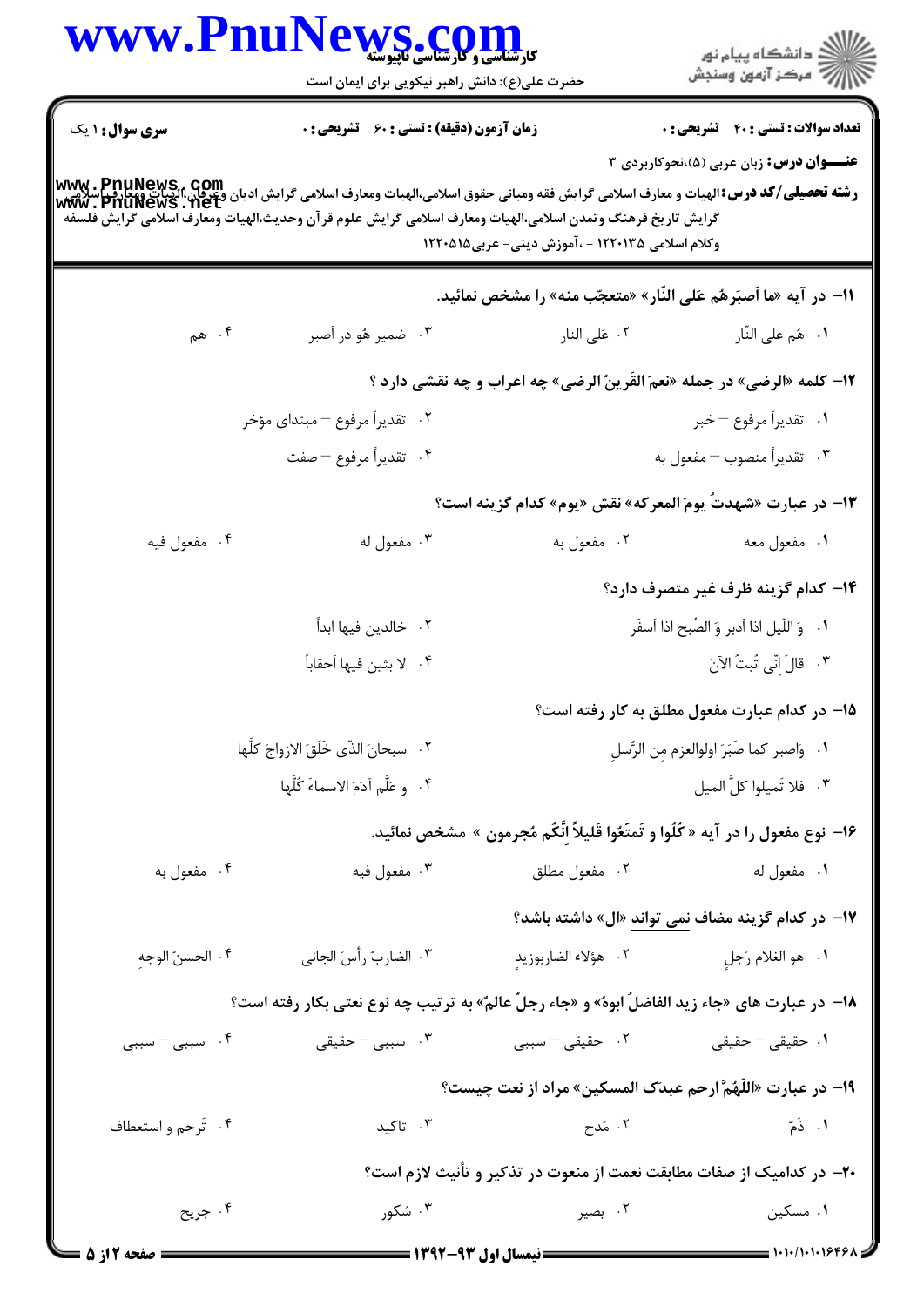**سری سوال:** ۱ یک | **زمان آزمون (دقیقه) : تستی : ۶۰ تشریحی : ۰** | **تعداد سوالات : تستی : ۴۰ تشریحی : ۰**

**عنـــوان درس:** زبان عربی (۵)،نحوکاربردی ۳

**رشته تحصیلی/کد درس:** الهیات و معارف اسلامی گرایش فقه ومبانی حقوق اسلامی،الهیات ومعارف اسلامی گرایش ادیان وعرفان،الهیات ومعارف اسلامی گرایش تاریخ فرهنگ وتمدن اسلامی،الهیات ومعارف اسلامی گرایش علوم قرآن وحدیث،الهیات ومعارف اسلامی گرایش فلسفه وکلام اسلامی ۱۲۲۰۱۳۵ - ،آموزش دینی- عربی۱۲۲۰۵۱۵

۱۱- در آیه «ما أَصبَرَهُم عَلَی النّار» «متعجّب منه» را مشخص نمائید.

۱. هُم علی النّار  ۲. عَلی النار  ۳. ضمیر هُو در أَصبر  ۴. هم

۱۲- کلمه «الرضی» در جمله «نعمَ القَرینُ الرضی» چه اعراب و چه نقشی دارد ؟

۱. تقدیراً مرفوع – خبر  ۲. تقدیراً مرفوع – مبتدای مؤخر
۳. تقدیراً منصوب – مفعول به  ۴. تقدیراً مرفوع – صفت

۱۳- در عبارت «شهدتُ یومَ المعرکه» نقش «یوم» کدام گزینه است؟

۱. مفعول معه  ۲. مفعول به  ۳. مفعول له  ۴. مفعول فیه

۱۴- کدام گزینه ظرف غیر متصرف دارد؟

۱. وَ اللّیل اذا أدبر وَ الصّبح اذا أَسفَر  ۲. خالدین فیها ابداً
۳. قالَ انّی تُبتُ الآنَ  ۴. لا بثین فیها أحقاباً

۱۵- در کدام عبارت مفعول مطلق به کار رفته است؟

۱. واصبر کما صَبَرَ اولوالعزم مِن الرُّسلِ  ۲. سبحانَ الذّی خَلَقَ الازواجَ کلَّها
۳. فلا تَمیلوا کلَّ المیل  ۴. و عَلَّم آدمَ الاسماءَ کُلَّها

۱۶- نوع مفعول را در آیه « کُلُوا و تَمتَّعُوا قَلیلاً اِنَّکُم مُجرمون » مشخص نمائید.

۱. مفعول له  ۲. مفعول مطلق  ۳. مفعول فیه  ۴. مفعول به

۱۷- در کدام گزینه مضاف نمی تواند «ال» داشته باشد؟

۱. هو الغلام رَجلٍ  ۲. هؤلاء الضاربوزید  ۳. الضاربُ رأسَ الجانی  ۴. الحسنُ الوجهِ

۱۸- در عبارت های «جاء زید الفاضلُ ابوهُ» و «جاء رجلٌ عالمٌ» به ترتیب چه نوع نعتی بکار رفته است؟

۱. حقیقی – حقیقی  ۲. حقیقی – سببی  ۳. سببی – حقیقی  ۴. سببی – سببی

۱۹- در عبارت «اللّهُمَّ ارحم عبدَک المسکین» مراد از نعت چیست؟

۱. ذَمّ  ۲. مَدح  ۳. تاکید  ۴. تَرحم و استعطاف

۲۰- در کدامیک از صفات مطابقت نعمت از منعوت در تذکیر و تأنیث لازم است؟

۱. مسکین  ۲. بصیر  ۳. شکور  ۴. جریح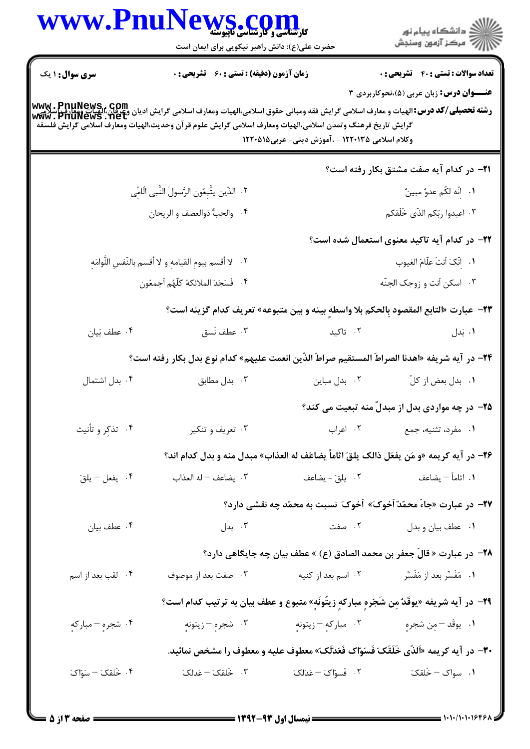**سری سوال:** ۱ یک

**زمان آزمون (دقیقه) : تستی : ۶۰ تشریحی : ۰**

**تعداد سوالات : تستی : ۴۰ تشریحی : ۰**

**عنـــوان درس:** زبان عربی (۵)،نحوکاربردی ۳

**رشته تحصیلی/کد درس:** الهیات و معارف اسلامی گرایش فقه ومبانی حقوق اسلامی،الهیات ومعارف اسلامی گرایش ادیان وعرفان،الهیات ومعارف اسلامی گرایش تاریخ فرهنگ وتمدن اسلامی،الهیات ومعارف اسلامی گرایش علوم قرآن وحدیث،الهیات ومعارف اسلامی گرایش فلسفه وکلام اسلامی ۱۲۲۰۱۳۵ - ،آموزش دینی- عربی۱۲۲۰۵۱۵

۲۱- در کدام آیه صفت مشتق بکار رفته است؟

۱. انّه لکُم عدوٌ مبینٌ

۲. الذّین یتَّبِعُون الرَّسولَ النَّبی الُامّی

۳. اعبدوا ربّکم الذّی خَلَقکم

۴. والحبُّ ذوالعصف و الریحان

۲۲- در کدام آیه تاکید معنوی استعمال شده است؟

۱. اِنّکَ اَنتَ علّامُ الغیوب

۲. لا اُقسم بیومِ القیامهِ و لا اُقسم بالنّفسِ اللَّوامَهِ

۳. اسکن أنت و زوجک الجنّه

۴. فَسَجَدَ الملائکهُ کلّهُم اَجمعُون

۲۳- عبارت «التابع المقصود بِالحکم بلا واسطهِ بینه و بین متبوعه» تعریف کدام گزینه است؟

۱. بَدل

۲. تاکید

۳. عطف نَسق

۴. عطف بَیان

۲۴- در آیه شریفه «اهدنا الصراطَ المستقیم صراطَ الذّین انعمت علیهم» کدام نوع بدل بکار رفته است؟

۱. بدل بعض از کلّ

۲. بدل مباین

۳. بدل مطابق

۴. بدل اشتمال

۲۵- در چه مواردی بدل از مبدلٌ منه تبعیت می کند؟

۱. مفرد، تثنیه، جمع

۲. اعراب

۳. تعریف و تنکیر

۴. تذکر و تأنیث

۲۶- در آیه کریمه «و مَن یفعَل ذالک یلقَ اثاماً یضاعَف له العذاب» مبدل منه و بدل کدام اند؟

۱. اثاماً – یضاعف

۲. یلقَ - یضاعف

۳. یضاعف – له العذاب

۴. یفعل – یلقَ

۲۷- در عبارت «جاءَ محمّدٌ اَخوکَ» اَخوکَ نسبت به محمّد چه نقشی دارد؟

۱. عطف بیان و بدل

۲. صفت

۳. بدل

۴. عطف بیان

۲۸- در عبارت « قالَ جعفر بن محمد الصادق (ع) » عطف بیان چه جایگاهی دارد؟

۱. مُفَسِّر بعد از مُفَسَّر

۲. اسم بعد از کنیه

۳. صفت بعد از موصوف

۴. لقب بعد از اسم

۲۹- در آیه شریفه «یوقَدُ مِن شَجَرهٍ مبارکهٍ زیتُونَهٍ» متبوع و عطف بیان به ترتیب کدام است؟

۱. یوقَد – مِن شجرهٍ

۲. مبارکهٍ – زیتونهٍ

۳. شجرهٍ – زیتونهٍ

۴. شجرهٍ – مبارکهٍ

۳۰- در آیه کریمه «اَلذّی خَلَقَکَ فَسَوّاکَ فَعَدَلَکَ» معطوف علیه و معطوف را مشخص نمائید.

۱. سواکَ – خَلقکَ

۲. فَسوّاکَ – عَدَلکَ

۳. خَلقکَ – عَدلکَ

۴. خَلقکَ – سَوّاکَ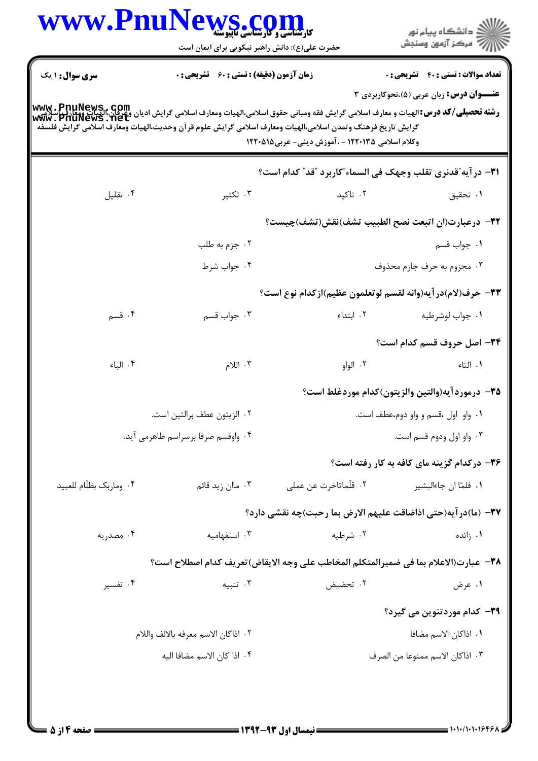**سری سوال:** ۱ یک

**زمان آزمون (دقیقه) : تستی : ۶۰ تشریحی : ۰**

**تعداد سوالات : تستی : ۴۰ تشریحی : ۰**

**عنـــوان درس:** زبان عربی (۵)،نحوکاربردی ۳

**رشته تحصیلی/کد درس:** الهیات و معارف اسلامی گرایش فقه ومبانی حقوق اسلامی،الهیات ومعارف اسلامی گرایش ادیان وعرفان،الهیات ومعارف اسلامی گرایش تاریخ فرهنگ وتمدن اسلامی،الهیات ومعارف اسلامی گرایش علوم قرآن وحدیث،الهیات ومعارف اسلامی گرایش فلسفه وکلام اسلامی ۱۲۲۰۱۳۵ - ،آموزش دینی- عربی۱۲۲۰۵۱۵

**۳۱- درآیه"قدنری تقلب وجهک فی السماء"کاربرد "قد" کدام است؟**

۱. تحقیق

۲. تاکید

۳. تکثیر

۴. تقلیل

**۳۲- درعبارت(ان اتبعت نصح الطبیب تشف)نقش(تشف)چیست؟**

۱. جواب قسم

۲. جزم به طلب

۳. مجزوم به حرف جازم محذوف

۴. جواب شرط

**۳۳- حرف(لام)درآیه(وانه لقسم لوتعلمون عظیم)ازکدام نوع است؟**

۱. جواب لوشرطیه

۲. ابتداء

۳. جواب قسم

۴. قسم

**۳۴- اصل حروف قسم کدام است؟**

۱. التاء

۲. الواو

۳. اللام

۴. الباء

**۳۵- درموردآیه(والتین والزیتون)کدام موردغلط است؟**

۱. واو اول ،قسم و واو دوم،عطف است.

۲. الزیتون عطف برالتین است.

۳. واو اول ودوم قسم است.

۴. واوقسم صرفا برسراسم ظاهرمی آید.

**۳۶- درکدام گزینه مای کافه به کار رفته است؟**

۱. فلمّا ان جاءالبشیر

۲. قلّماتاخرت عن عملی

۳. مالن زید قائم

۴. وماربک بظلّام للعبید

**۳۷- (ما)درآیه(حتی اذاضاقت علیهم الارض بما رحبت)چه نقشی دارد؟**

۱. زائده

۲. شرطیه

۳. استفهامیه

۴. مصدریه

**۳۸- عبارت(الاعلام بما فی ضمیرالمتکلم المخاطب علی وجه الایقاض)تعریف کدام اصطلاح است؟**

۱. عرض

۲. تحضیض

۳. تنبیه

۴. تفسیر

**۳۹- کدام موردتنوین می گیرد؟**

۱. اذاکان الاسم مضافا

۲. اذاکان الاسم معرفه بالالف واللام

۳. اذاکان الاسم ممنوعا من الصرف

۴. اذا کان الاسم مضافا الیه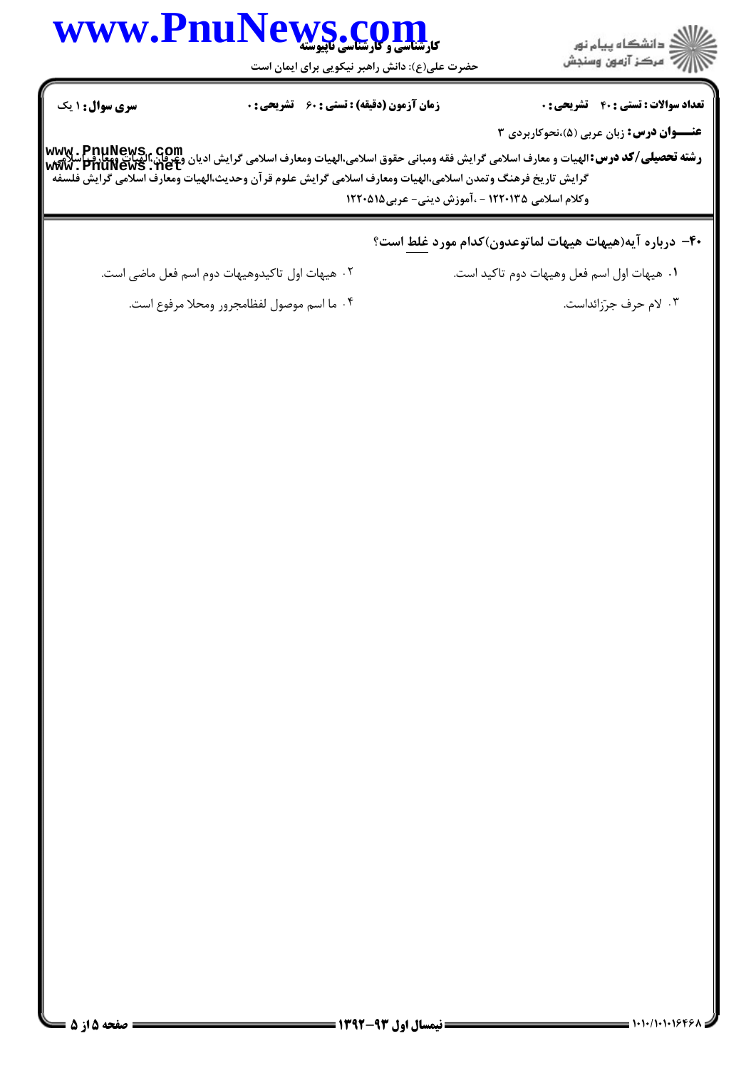**تعداد سوالات : تستی : ۴۰ تشریحی : ۰** | **زمان آزمون (دقیقه) : تستی : ۶۰ تشریحی : ۰** | **سری سوال : ۱ یک**

**عنـــوان درس :** زبان عربی (۵)،نحوکاربردی ۳

**رشته تحصیلی/کد درس :** الهیات و معارف اسلامی گرایش فقه ومبانی حقوق اسلامی،الهیات ومعارف اسلامی گرایش ادیان وعرفان،الهیات ومعارف اسلامی گرایش تاریخ فرهنگ وتمدن اسلامی،الهیات ومعارف اسلامی گرایش علوم قرآن وحدیث،الهیات ومعارف اسلامی گرایش فلسفه وکلام اسلامی ۱۲۲۰۱۳۵ - ،آموزش دینی- عربی۱۲۲۰۵۱۵

**۴۰- درباره آیه(هیهات هیهات لماتوعدون)کدام مورد غلط است؟**

۱. هیهات اول اسم فعل وهیهات دوم تاکید است.

۲. هیهات اول تاکیدوهیهات دوم اسم فعل ماضی است.

۳. لام حرف جرّزائداست.

۴. ما اسم موصول لفظامجرور ومحلا مرفوع است.